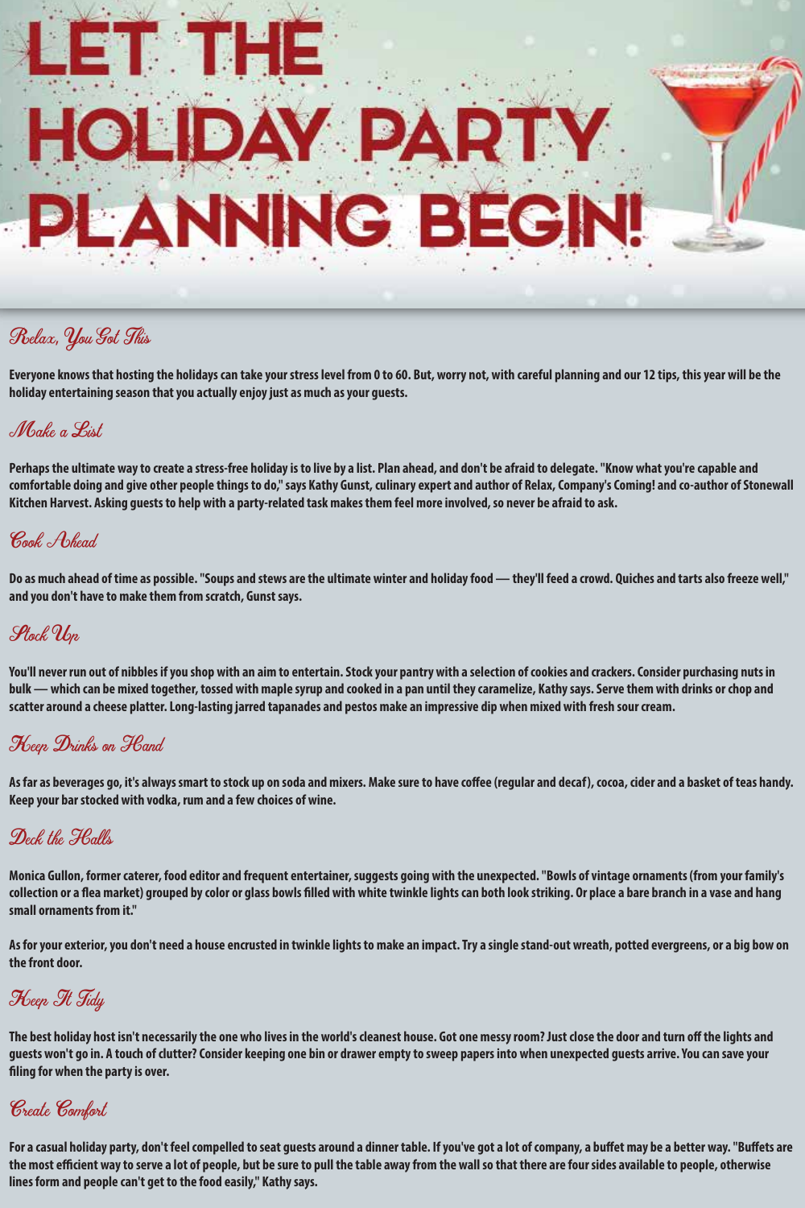# LET THE HOLIDAY PARTY PLANNING BEGIN!

## Relax, You Got This

**Everyone knows that hosting the holidays can take your stress level from 0 to 60. But, worry not, with careful planning and our 12 tips, this year will be the holiday entertaining season that you actually enjoy just as much as your guests.**

## Make a List

**Perhaps the ultimate way to create a stress-free holiday is to live by a list. Plan ahead, and don't be afraid to delegate. "Know what you're capable and comfortable doing and give other people things to do," says Kathy Gunst, culinary expert and author of Relax, Company's Coming! and co-author of Stonewall Kitchen Harvest. Asking guests to help with a party-related task makes them feel more involved, so never be afraid to ask.**

## Cook Ahead

**Do as much ahead of time as possible. "Soups and stews are the ultimate winter and holiday food — they'll feed a crowd. Quiches and tarts also freeze well," and you don't have to make them from scratch, Gunst says.**

## Stock Up

**You'll never run out of nibbles if you shop with an aim to entertain. Stock your pantry with a selection of cookies and crackers. Consider purchasing nuts in bulk — which can be mixed together, tossed with maple syrup and cooked in a pan until they caramelize, Kathy says. Serve them with drinks or chop and scatter around a cheese platter. Long-lasting jarred tapanades and pestos make an impressive dip when mixed with fresh sour cream.**

## Keep Drinks on Hand

**As far as beverages go, it's always smart to stock up on soda and mixers. Make sure to have coffee (regular and decaf), cocoa, cider and a basket of teas handy. Keep your bar stocked with vodka, rum and a few choices of wine.**

## Deck the Halls

**Monica Gullon, former caterer, food editor and frequent entertainer, suggests going with the unexpected. "Bowls of vintage ornaments (from your family's collection or a flea market) grouped by color or glass bowls filled with white twinkle lights can both look striking. Or place a bare branch in a vase and hang small ornaments from it."**

**As for your exterior, you don't need a house encrusted in twinkle lights to make an impact. Try a single stand-out wreath, potted evergreens, or a big bow on the front door.**

## Keep It Tidy

**The best holiday host isn't necessarily the one who lives in the world's cleanest house. Got one messy room? Just close the door and turn off the lights and guests won't go in. A touch of clutter? Consider keeping one bin or drawer empty to sweep papers into when unexpected guests arrive. You can save your filing for when the party is over.**

## Create Comfort

**For a casual holiday party, don't feel compelled to seat guests around a dinner table. If you've got a lot of company, a buffet may be a better way. "Buffets are the most efficient way to serve a lot of people, but be sure to pull the table away from the wall so that there are four sides available to people, otherwise lines form and people can't get to the food easily," Kathy says.**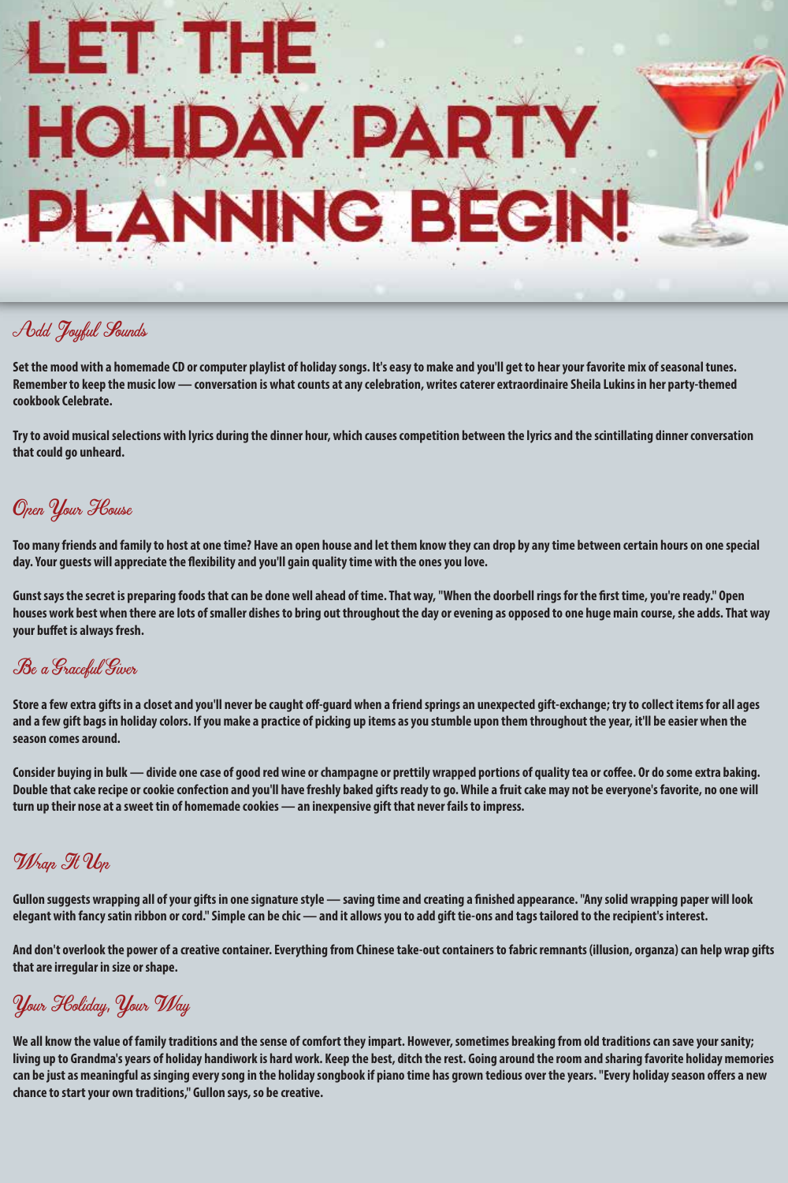# LET THE HOLIDAY PARTY PLANNING BEGIN!

## Add Joyful Sounds

**Set the mood with a homemade CD or computer playlist of holiday songs. It's easy to make and you'll get to hear your favorite mix of seasonal tunes. Remember to keep the music low — conversation is what counts at any celebration, writes caterer extraordinaire Sheila Lukins in her party-themed cookbook Celebrate.**

**Try to avoid musical selections with lyrics during the dinner hour, which causes competition between the lyrics and the scintillating dinner conversation that could go unheard.**

## Open Your House

**Too many friends and family to host at one time? Have an open house and let them know they can drop by any time between certain hours on one special day. Your guests will appreciate the flexibility and you'll gain quality time with the ones you love.**

**Gunst says the secret is preparing foods that can be done well ahead of time. That way, "When the doorbell rings for the first time, you're ready." Open houses work best when there are lots of smaller dishes to bring out throughout the day or evening as opposed to one huge main course, she adds. That way your buffet is always fresh.**

## Be a Graceful Giver

**Store a few extra gifts in a closet and you'll never be caught off-guard when a friend springs an unexpected gift-exchange; try to collect items for all ages and a few gift bags in holiday colors. If you make a practice of picking up items as you stumble upon them throughout the year, it'll be easier when the season comes around.**

**Consider buying in bulk — divide one case of good red wine or champagne or prettily wrapped portions of quality tea or coffee. Or do some extra baking. Double that cake recipe or cookie confection and you'll have freshly baked gifts ready to go. While a fruit cake may not be everyone's favorite, no one will turn up their nose at a sweet tin of homemade cookies — an inexpensive gift that never fails to impress.**

## Wrap It Up

**Gullon suggests wrapping all of your gifts in one signature style — saving time and creating a finished appearance. "Any solid wrapping paper will look elegant with fancy satin ribbon or cord." Simple can be chic — and it allows you to add gift tie-ons and tags tailored to the recipient's interest.**

**And don't overlook the power of a creative container. Everything from Chinese take-out containers to fabric remnants (illusion, organza) can help wrap gifts that are irregular in size or shape.**

## Your Holiday, Your Way

**We all know the value of family traditions and the sense of comfort they impart. However, sometimes breaking from old traditions can save your sanity; living up to Grandma's years of holiday handiwork is hard work. Keep the best, ditch the rest. Going around the room and sharing favorite holiday memories can be just as meaningful as singing every song in the holiday songbook if piano time has grown tedious over the years. "Every holiday season offers a new chance to start your own traditions," Gullon says, so be creative.**